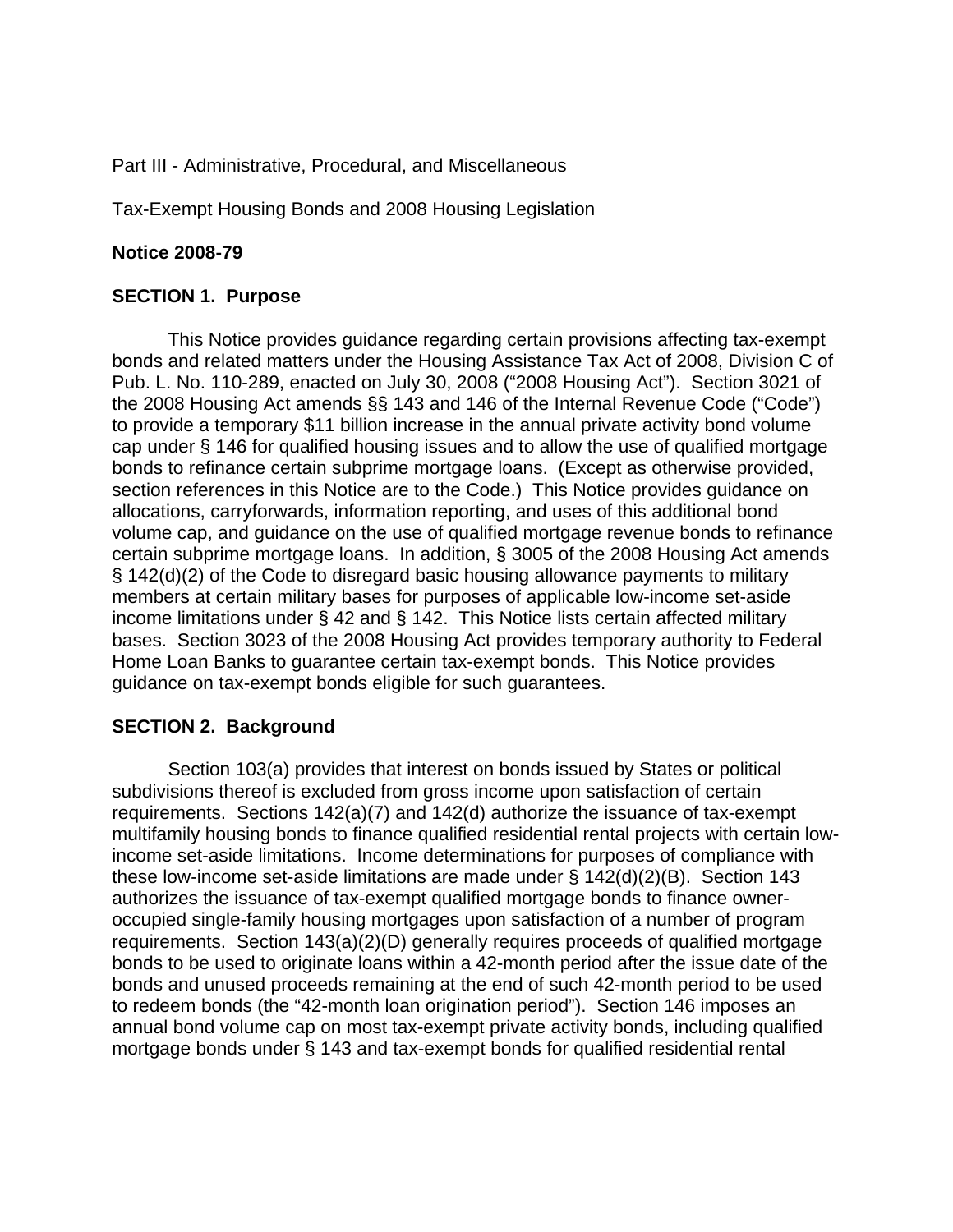Part III - Administrative, Procedural, and Miscellaneous

Tax-Exempt Housing Bonds and 2008 Housing Legislation

**Notice 2008-79**

**SECTION 1. Purpose**

This Notice provides guidance regarding certain provisions affecting tax-exempt bonds and related matters under the Housing Assistance Tax Act of 2008, Division C of Pub. L. No. 110-289, enacted on July 30, 2008 ("2008 Housing Act"). Section 3021 of the 2008 Housing Act amends §§ 143 and 146 of the Internal Revenue Code ("Code") to provide a temporary $11 billion increase in the annual private activity bond volume cap under § 146 for qualified housing issues and to allow the use of qualified mortgage bonds to refinance certain subprime mortgage loans. (Except as otherwise provided, section references in this Notice are to the Code.) This Notice provides guidance on allocations, carryforwards, information reporting, and uses of this additional bond volume cap, and guidance on the use of qualified mortgage revenue bonds to refinance certain subprime mortgage loans. In addition, § 3005 of the 2008 Housing Act amends § 142(d)(2) of the Code to disregard basic housing allowance payments to military members at certain military bases for purposes of applicable low-income set-aside income limitations under § 42 and § 142. This Notice lists certain affected military bases. Section 3023 of the 2008 Housing Act provides temporary authority to Federal Home Loan Banks to guarantee certain tax-exempt bonds. This Notice provides guidance on tax-exempt bonds eligible for such guarantees.

**SECTION 2. Background**

Section 103(a) provides that interest on bonds issued by States or political subdivisions thereof is excluded from gross income upon satisfaction of certain requirements. Sections 142(a)(7) and 142(d) authorize the issuance of tax-exempt multifamily housing bonds to finance qualified residential rental projects with certain low-income set-aside limitations. Income determinations for purposes of compliance with these low-income set-aside limitations are made under § 142(d)(2)(B). Section 143 authorizes the issuance of tax-exempt qualified mortgage bonds to finance owner-occupied single-family housing mortgages upon satisfaction of a number of program requirements. Section 143(a)(2)(D) generally requires proceeds of qualified mortgage bonds to be used to originate loans within a 42-month period after the issue date of the bonds and unused proceeds remaining at the end of such 42-month period to be used to redeem bonds (the "42-month loan origination period"). Section 146 imposes an annual bond volume cap on most tax-exempt private activity bonds, including qualified mortgage bonds under § 143 and tax-exempt bonds for qualified residential rental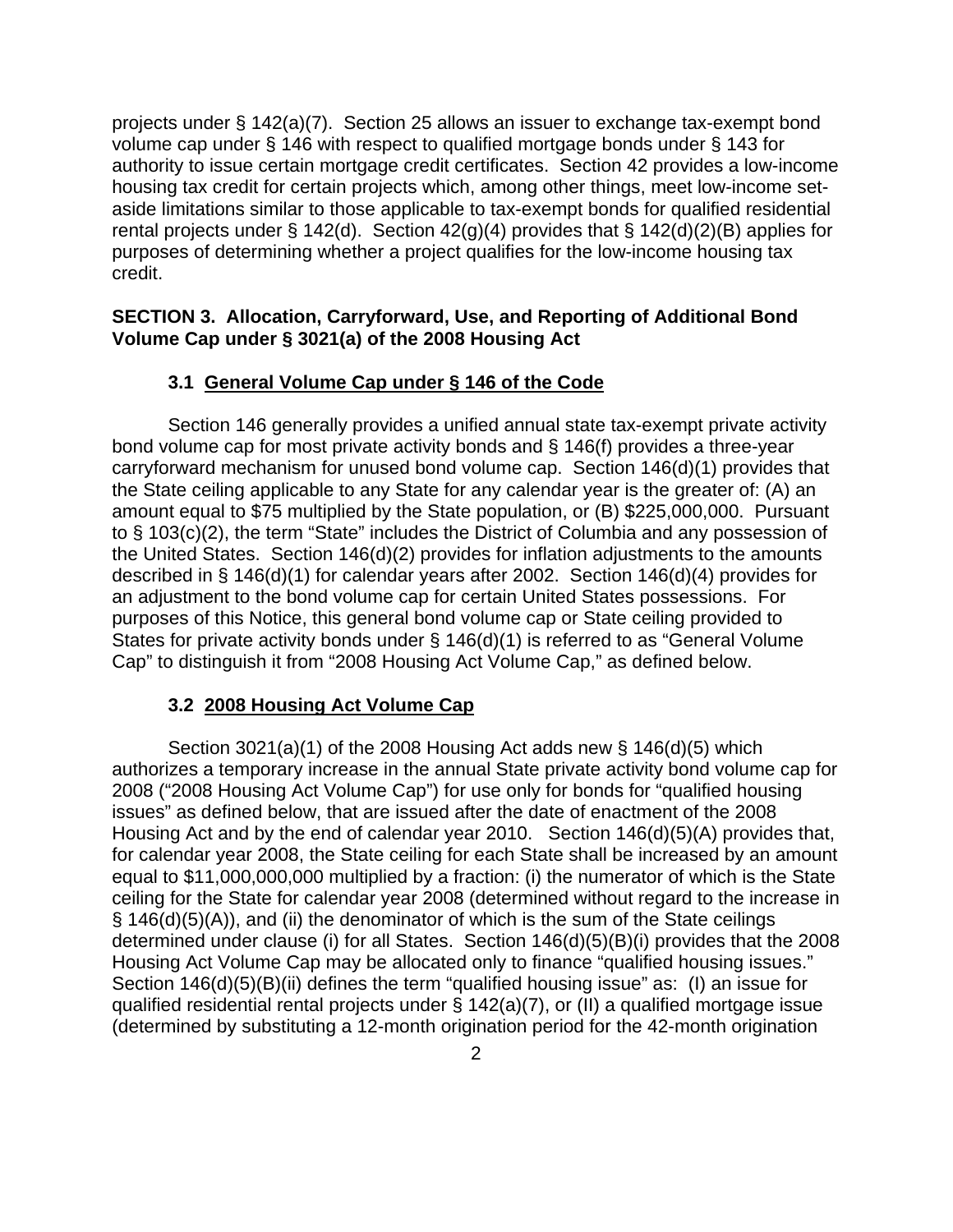projects under § 142(a)(7). Section 25 allows an issuer to exchange tax-exempt bond volume cap under § 146 with respect to qualified mortgage bonds under § 143 for authority to issue certain mortgage credit certificates. Section 42 provides a low-income housing tax credit for certain projects which, among other things, meet low-income set-aside limitations similar to those applicable to tax-exempt bonds for qualified residential rental projects under § 142(d). Section 42(g)(4) provides that § 142(d)(2)(B) applies for purposes of determining whether a project qualifies for the low-income housing tax credit.

## SECTION 3. Allocation, Carryforward, Use, and Reporting of Additional Bond Volume Cap under § 3021(a) of the 2008 Housing Act

### 3.1 General Volume Cap under § 146 of the Code

Section 146 generally provides a unified annual state tax-exempt private activity bond volume cap for most private activity bonds and § 146(f) provides a three-year carryforward mechanism for unused bond volume cap. Section 146(d)(1) provides that the State ceiling applicable to any State for any calendar year is the greater of: (A) an amount equal to $75 multiplied by the State population, or (B) $225,000,000. Pursuant to § 103(c)(2), the term "State" includes the District of Columbia and any possession of the United States. Section 146(d)(2) provides for inflation adjustments to the amounts described in § 146(d)(1) for calendar years after 2002. Section 146(d)(4) provides for an adjustment to the bond volume cap for certain United States possessions. For purposes of this Notice, this general bond volume cap or State ceiling provided to States for private activity bonds under § 146(d)(1) is referred to as "General Volume Cap" to distinguish it from "2008 Housing Act Volume Cap," as defined below.

### 3.2 2008 Housing Act Volume Cap

Section 3021(a)(1) of the 2008 Housing Act adds new § 146(d)(5) which authorizes a temporary increase in the annual State private activity bond volume cap for 2008 ("2008 Housing Act Volume Cap") for use only for bonds for "qualified housing issues" as defined below, that are issued after the date of enactment of the 2008 Housing Act and by the end of calendar year 2010. Section 146(d)(5)(A) provides that, for calendar year 2008, the State ceiling for each State shall be increased by an amount equal to $11,000,000,000 multiplied by a fraction: (i) the numerator of which is the State ceiling for the State for calendar year 2008 (determined without regard to the increase in § 146(d)(5)(A)), and (ii) the denominator of which is the sum of the State ceilings determined under clause (i) for all States. Section 146(d)(5)(B)(i) provides that the 2008 Housing Act Volume Cap may be allocated only to finance "qualified housing issues." Section 146(d)(5)(B)(ii) defines the term "qualified housing issue" as: (I) an issue for qualified residential rental projects under § 142(a)(7), or (II) a qualified mortgage issue (determined by substituting a 12-month origination period for the 42-month origination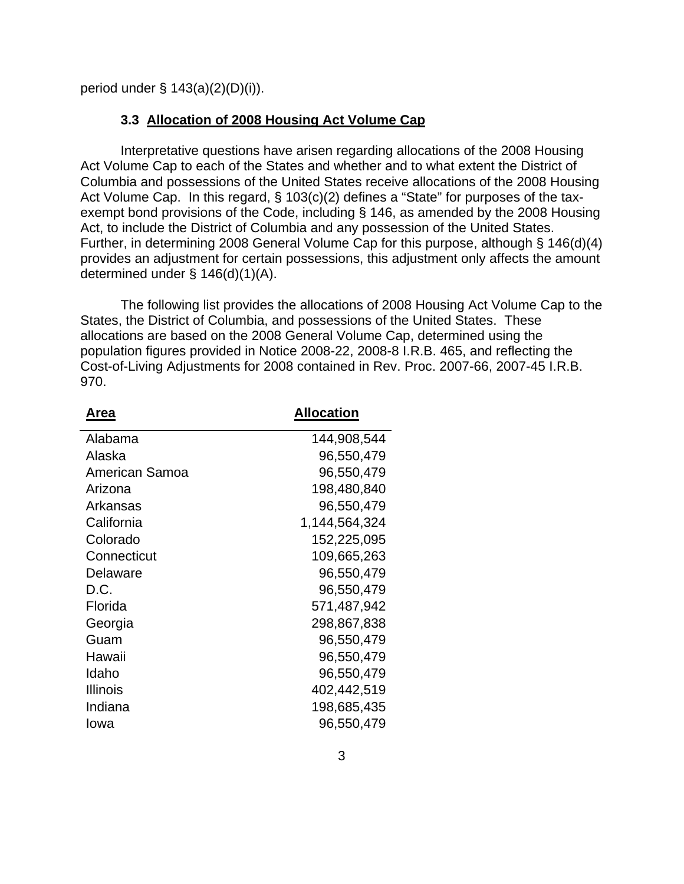period under § 143(a)(2)(D)(i)).

### 3.3 Allocation of 2008 Housing Act Volume Cap

Interpretative questions have arisen regarding allocations of the 2008 Housing Act Volume Cap to each of the States and whether and to what extent the District of Columbia and possessions of the United States receive allocations of the 2008 Housing Act Volume Cap. In this regard, § 103(c)(2) defines a "State" for purposes of the tax-exempt bond provisions of the Code, including § 146, as amended by the 2008 Housing Act, to include the District of Columbia and any possession of the United States. Further, in determining 2008 General Volume Cap for this purpose, although § 146(d)(4) provides an adjustment for certain possessions, this adjustment only affects the amount determined under § 146(d)(1)(A).

The following list provides the allocations of 2008 Housing Act Volume Cap to the States, the District of Columbia, and possessions of the United States. These allocations are based on the 2008 General Volume Cap, determined using the population figures provided in Notice 2008-22, 2008-8 I.R.B. 465, and reflecting the Cost-of-Living Adjustments for 2008 contained in Rev. Proc. 2007-66, 2007-45 I.R.B. 970.

| Area | Allocation |
|---|---:|
| Alabama | 144,908,544 |
| Alaska | 96,550,479 |
| American Samoa | 96,550,479 |
| Arizona | 198,480,840 |
| Arkansas | 96,550,479 |
| California | 1,144,564,324 |
| Colorado | 152,225,095 |
| Connecticut | 109,665,263 |
| Delaware | 96,550,479 |
| D.C. | 96,550,479 |
| Florida | 571,487,942 |
| Georgia | 298,867,838 |
| Guam | 96,550,479 |
| Hawaii | 96,550,479 |
| Idaho | 96,550,479 |
| Illinois | 402,442,519 |
| Indiana | 198,685,435 |
| Iowa | 96,550,479 |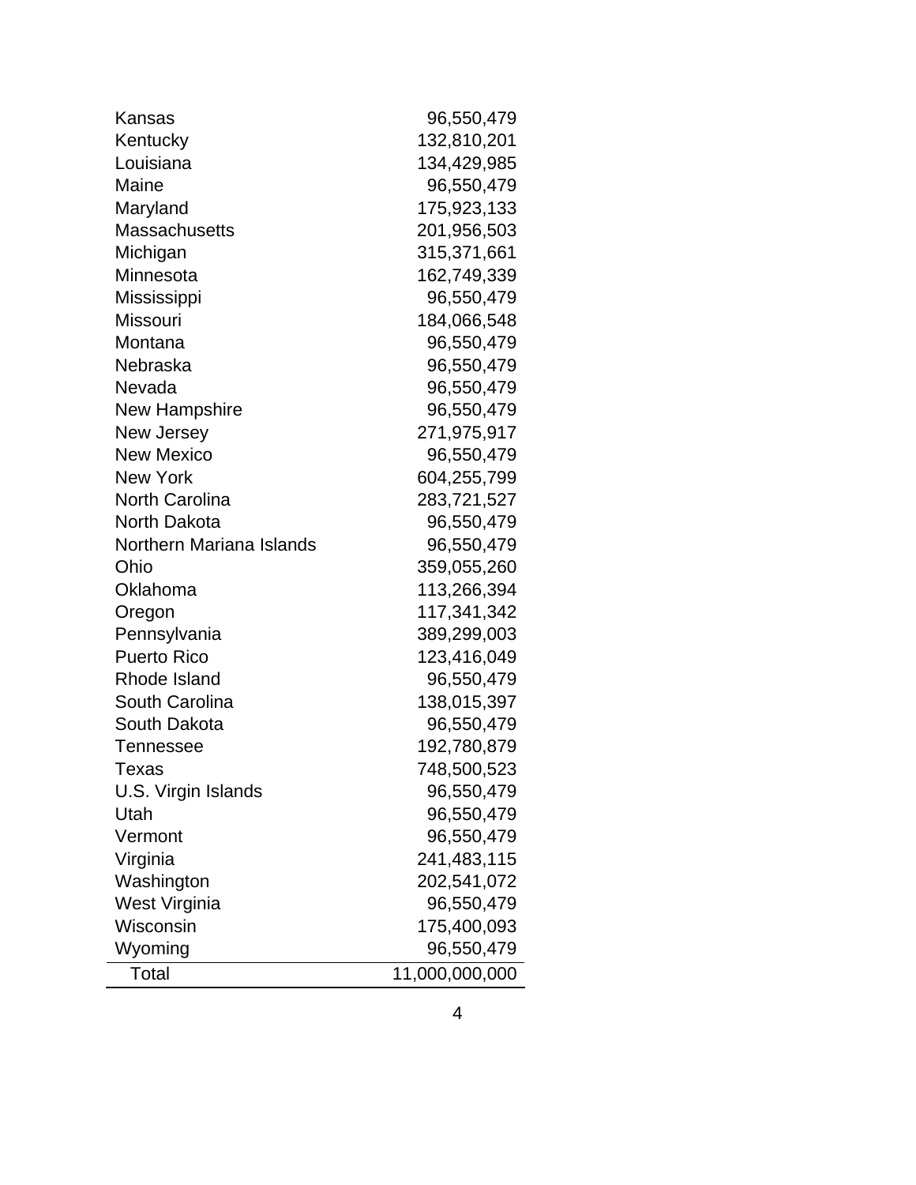| | |
|---|---|
| Kansas | 96,550,479 |
| Kentucky | 132,810,201 |
| Louisiana | 134,429,985 |
| Maine | 96,550,479 |
| Maryland | 175,923,133 |
| Massachusetts | 201,956,503 |
| Michigan | 315,371,661 |
| Minnesota | 162,749,339 |
| Mississippi | 96,550,479 |
| Missouri | 184,066,548 |
| Montana | 96,550,479 |
| Nebraska | 96,550,479 |
| Nevada | 96,550,479 |
| New Hampshire | 96,550,479 |
| New Jersey | 271,975,917 |
| New Mexico | 96,550,479 |
| New York | 604,255,799 |
| North Carolina | 283,721,527 |
| North Dakota | 96,550,479 |
| Northern Mariana Islands | 96,550,479 |
| Ohio | 359,055,260 |
| Oklahoma | 113,266,394 |
| Oregon | 117,341,342 |
| Pennsylvania | 389,299,003 |
| Puerto Rico | 123,416,049 |
| Rhode Island | 96,550,479 |
| South Carolina | 138,015,397 |
| South Dakota | 96,550,479 |
| Tennessee | 192,780,879 |
| Texas | 748,500,523 |
| U.S. Virgin Islands | 96,550,479 |
| Utah | 96,550,479 |
| Vermont | 96,550,479 |
| Virginia | 241,483,115 |
| Washington | 202,541,072 |
| West Virginia | 96,550,479 |
| Wisconsin | 175,400,093 |
| Wyoming | 96,550,479 |
| Total | 11,000,000,000 |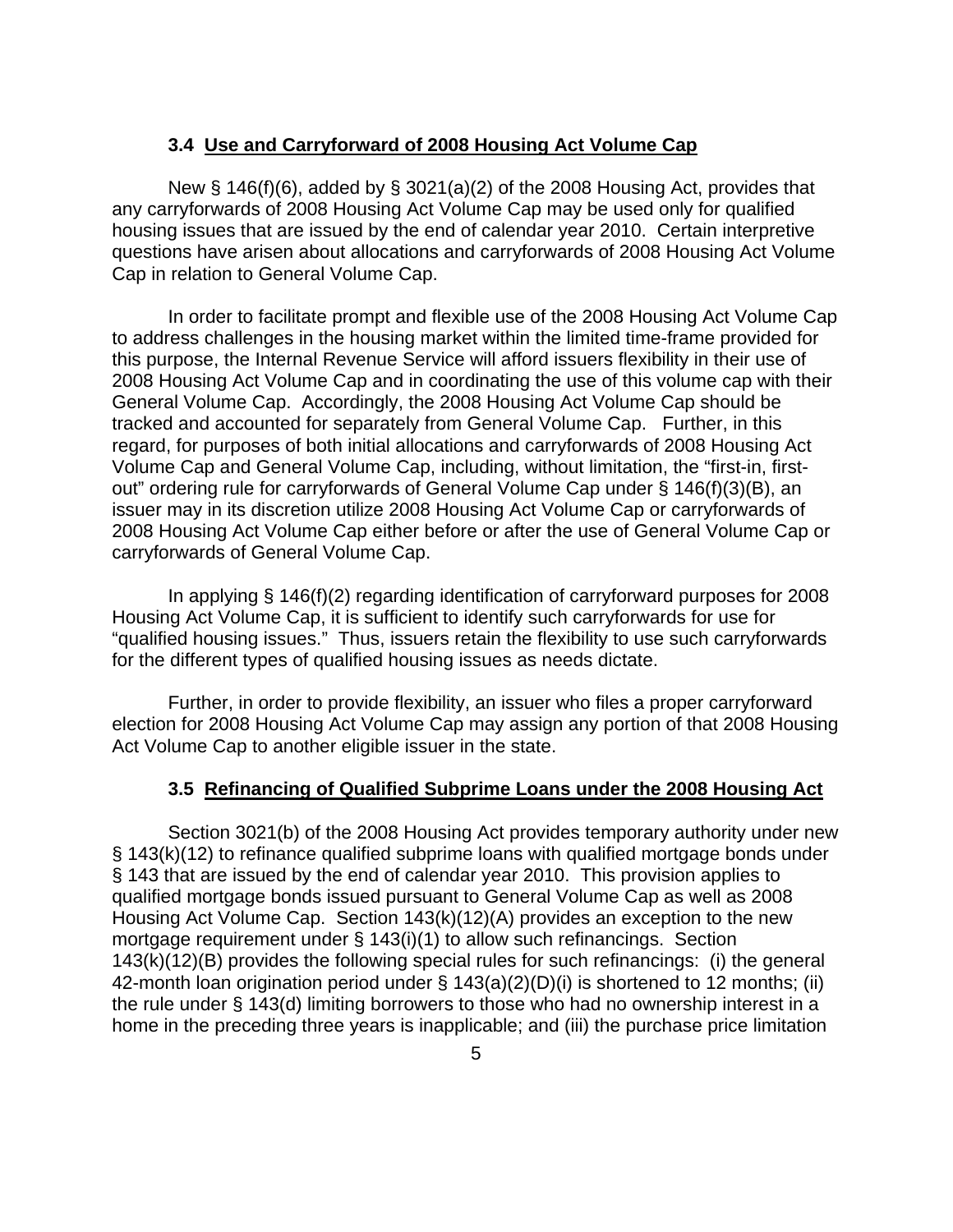### 3.4 Use and Carryforward of 2008 Housing Act Volume Cap

New § 146(f)(6), added by § 3021(a)(2) of the 2008 Housing Act, provides that any carryforwards of 2008 Housing Act Volume Cap may be used only for qualified housing issues that are issued by the end of calendar year 2010. Certain interpretive questions have arisen about allocations and carryforwards of 2008 Housing Act Volume Cap in relation to General Volume Cap.

In order to facilitate prompt and flexible use of the 2008 Housing Act Volume Cap to address challenges in the housing market within the limited time-frame provided for this purpose, the Internal Revenue Service will afford issuers flexibility in their use of 2008 Housing Act Volume Cap and in coordinating the use of this volume cap with their General Volume Cap. Accordingly, the 2008 Housing Act Volume Cap should be tracked and accounted for separately from General Volume Cap. Further, in this regard, for purposes of both initial allocations and carryforwards of 2008 Housing Act Volume Cap and General Volume Cap, including, without limitation, the "first-in, first-out" ordering rule for carryforwards of General Volume Cap under § 146(f)(3)(B), an issuer may in its discretion utilize 2008 Housing Act Volume Cap or carryforwards of 2008 Housing Act Volume Cap either before or after the use of General Volume Cap or carryforwards of General Volume Cap.

In applying § 146(f)(2) regarding identification of carryforward purposes for 2008 Housing Act Volume Cap, it is sufficient to identify such carryforwards for use for "qualified housing issues." Thus, issuers retain the flexibility to use such carryforwards for the different types of qualified housing issues as needs dictate.

Further, in order to provide flexibility, an issuer who files a proper carryforward election for 2008 Housing Act Volume Cap may assign any portion of that 2008 Housing Act Volume Cap to another eligible issuer in the state.

### 3.5 Refinancing of Qualified Subprime Loans under the 2008 Housing Act

Section 3021(b) of the 2008 Housing Act provides temporary authority under new § 143(k)(12) to refinance qualified subprime loans with qualified mortgage bonds under § 143 that are issued by the end of calendar year 2010. This provision applies to qualified mortgage bonds issued pursuant to General Volume Cap as well as 2008 Housing Act Volume Cap. Section 143(k)(12)(A) provides an exception to the new mortgage requirement under § 143(i)(1) to allow such refinancings. Section 143(k)(12)(B) provides the following special rules for such refinancings: (i) the general 42-month loan origination period under § 143(a)(2)(D)(i) is shortened to 12 months; (ii) the rule under § 143(d) limiting borrowers to those who had no ownership interest in a home in the preceding three years is inapplicable; and (iii) the purchase price limitation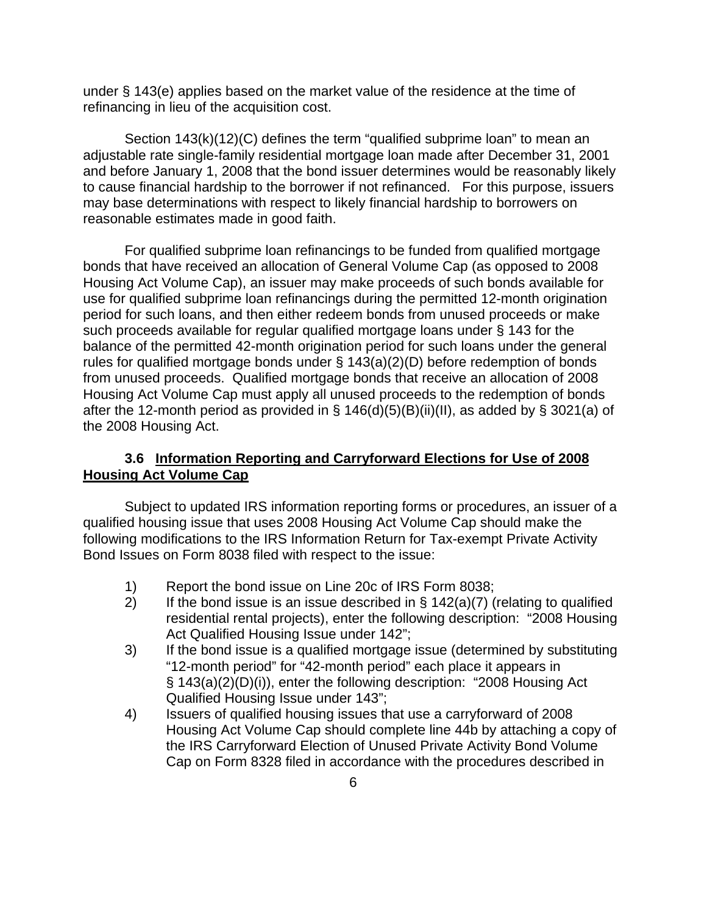under § 143(e) applies based on the market value of the residence at the time of refinancing in lieu of the acquisition cost.

Section 143(k)(12)(C) defines the term "qualified subprime loan" to mean an adjustable rate single-family residential mortgage loan made after December 31, 2001 and before January 1, 2008 that the bond issuer determines would be reasonably likely to cause financial hardship to the borrower if not refinanced. For this purpose, issuers may base determinations with respect to likely financial hardship to borrowers on reasonable estimates made in good faith.

For qualified subprime loan refinancings to be funded from qualified mortgage bonds that have received an allocation of General Volume Cap (as opposed to 2008 Housing Act Volume Cap), an issuer may make proceeds of such bonds available for use for qualified subprime loan refinancings during the permitted 12-month origination period for such loans, and then either redeem bonds from unused proceeds or make such proceeds available for regular qualified mortgage loans under § 143 for the balance of the permitted 42-month origination period for such loans under the general rules for qualified mortgage bonds under § 143(a)(2)(D) before redemption of bonds from unused proceeds. Qualified mortgage bonds that receive an allocation of 2008 Housing Act Volume Cap must apply all unused proceeds to the redemption of bonds after the 12-month period as provided in § 146(d)(5)(B)(ii)(II), as added by § 3021(a) of the 2008 Housing Act.

### 3.6 Information Reporting and Carryforward Elections for Use of 2008 Housing Act Volume Cap

Subject to updated IRS information reporting forms or procedures, an issuer of a qualified housing issue that uses 2008 Housing Act Volume Cap should make the following modifications to the IRS Information Return for Tax-exempt Private Activity Bond Issues on Form 8038 filed with respect to the issue:

1) Report the bond issue on Line 20c of IRS Form 8038;
2) If the bond issue is an issue described in § 142(a)(7) (relating to qualified residential rental projects), enter the following description: "2008 Housing Act Qualified Housing Issue under 142";
3) If the bond issue is a qualified mortgage issue (determined by substituting "12-month period" for "42-month period" each place it appears in § 143(a)(2)(D)(i)), enter the following description: "2008 Housing Act Qualified Housing Issue under 143";
4) Issuers of qualified housing issues that use a carryforward of 2008 Housing Act Volume Cap should complete line 44b by attaching a copy of the IRS Carryforward Election of Unused Private Activity Bond Volume Cap on Form 8328 filed in accordance with the procedures described in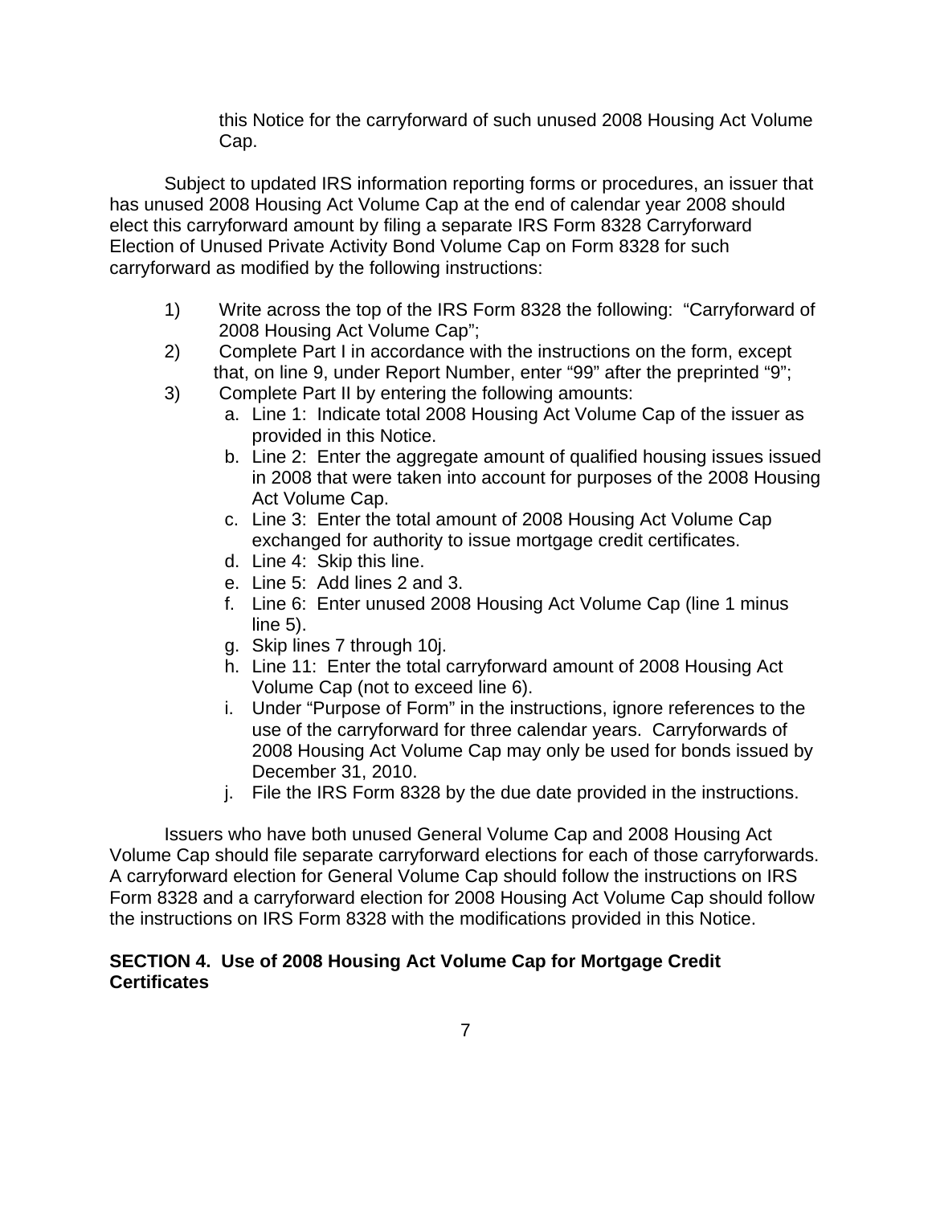this Notice for the carryforward of such unused 2008 Housing Act Volume Cap.

Subject to updated IRS information reporting forms or procedures, an issuer that has unused 2008 Housing Act Volume Cap at the end of calendar year 2008 should elect this carryforward amount by filing a separate IRS Form 8328 Carryforward Election of Unused Private Activity Bond Volume Cap on Form 8328 for such carryforward as modified by the following instructions:

1) Write across the top of the IRS Form 8328 the following: "Carryforward of 2008 Housing Act Volume Cap";
2) Complete Part I in accordance with the instructions on the form, except that, on line 9, under Report Number, enter "99" after the preprinted "9";
3) Complete Part II by entering the following amounts:
   a. Line 1: Indicate total 2008 Housing Act Volume Cap of the issuer as provided in this Notice.
   b. Line 2: Enter the aggregate amount of qualified housing issues issued in 2008 that were taken into account for purposes of the 2008 Housing Act Volume Cap.
   c. Line 3: Enter the total amount of 2008 Housing Act Volume Cap exchanged for authority to issue mortgage credit certificates.
   d. Line 4: Skip this line.
   e. Line 5: Add lines 2 and 3.
   f. Line 6: Enter unused 2008 Housing Act Volume Cap (line 1 minus line 5).
   g. Skip lines 7 through 10j.
   h. Line 11: Enter the total carryforward amount of 2008 Housing Act Volume Cap (not to exceed line 6).
   i. Under "Purpose of Form" in the instructions, ignore references to the use of the carryforward for three calendar years. Carryforwards of 2008 Housing Act Volume Cap may only be used for bonds issued by December 31, 2010.
   j. File the IRS Form 8328 by the due date provided in the instructions.

Issuers who have both unused General Volume Cap and 2008 Housing Act Volume Cap should file separate carryforward elections for each of those carryforwards. A carryforward election for General Volume Cap should follow the instructions on IRS Form 8328 and a carryforward election for 2008 Housing Act Volume Cap should follow the instructions on IRS Form 8328 with the modifications provided in this Notice.

**SECTION 4. Use of 2008 Housing Act Volume Cap for Mortgage Credit Certificates**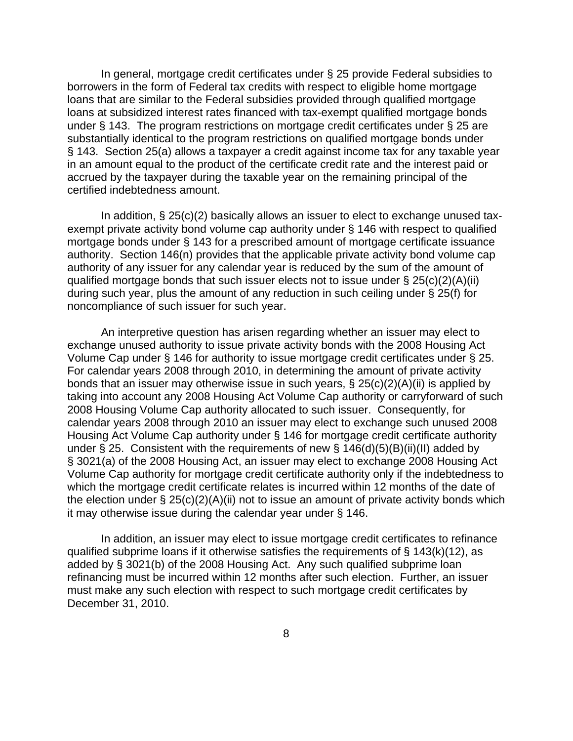In general, mortgage credit certificates under § 25 provide Federal subsidies to borrowers in the form of Federal tax credits with respect to eligible home mortgage loans that are similar to the Federal subsidies provided through qualified mortgage loans at subsidized interest rates financed with tax-exempt qualified mortgage bonds under § 143. The program restrictions on mortgage credit certificates under § 25 are substantially identical to the program restrictions on qualified mortgage bonds under § 143. Section 25(a) allows a taxpayer a credit against income tax for any taxable year in an amount equal to the product of the certificate credit rate and the interest paid or accrued by the taxpayer during the taxable year on the remaining principal of the certified indebtedness amount.

In addition, § 25(c)(2) basically allows an issuer to elect to exchange unused tax-exempt private activity bond volume cap authority under § 146 with respect to qualified mortgage bonds under § 143 for a prescribed amount of mortgage certificate issuance authority. Section 146(n) provides that the applicable private activity bond volume cap authority of any issuer for any calendar year is reduced by the sum of the amount of qualified mortgage bonds that such issuer elects not to issue under § 25(c)(2)(A)(ii) during such year, plus the amount of any reduction in such ceiling under § 25(f) for noncompliance of such issuer for such year.

An interpretive question has arisen regarding whether an issuer may elect to exchange unused authority to issue private activity bonds with the 2008 Housing Act Volume Cap under § 146 for authority to issue mortgage credit certificates under § 25. For calendar years 2008 through 2010, in determining the amount of private activity bonds that an issuer may otherwise issue in such years, § 25(c)(2)(A)(ii) is applied by taking into account any 2008 Housing Act Volume Cap authority or carryforward of such 2008 Housing Volume Cap authority allocated to such issuer. Consequently, for calendar years 2008 through 2010 an issuer may elect to exchange such unused 2008 Housing Act Volume Cap authority under § 146 for mortgage credit certificate authority under § 25. Consistent with the requirements of new § 146(d)(5)(B)(ii)(II) added by § 3021(a) of the 2008 Housing Act, an issuer may elect to exchange 2008 Housing Act Volume Cap authority for mortgage credit certificate authority only if the indebtedness to which the mortgage credit certificate relates is incurred within 12 months of the date of the election under § 25(c)(2)(A)(ii) not to issue an amount of private activity bonds which it may otherwise issue during the calendar year under § 146.

In addition, an issuer may elect to issue mortgage credit certificates to refinance qualified subprime loans if it otherwise satisfies the requirements of § 143(k)(12), as added by § 3021(b) of the 2008 Housing Act. Any such qualified subprime loan refinancing must be incurred within 12 months after such election. Further, an issuer must make any such election with respect to such mortgage credit certificates by December 31, 2010.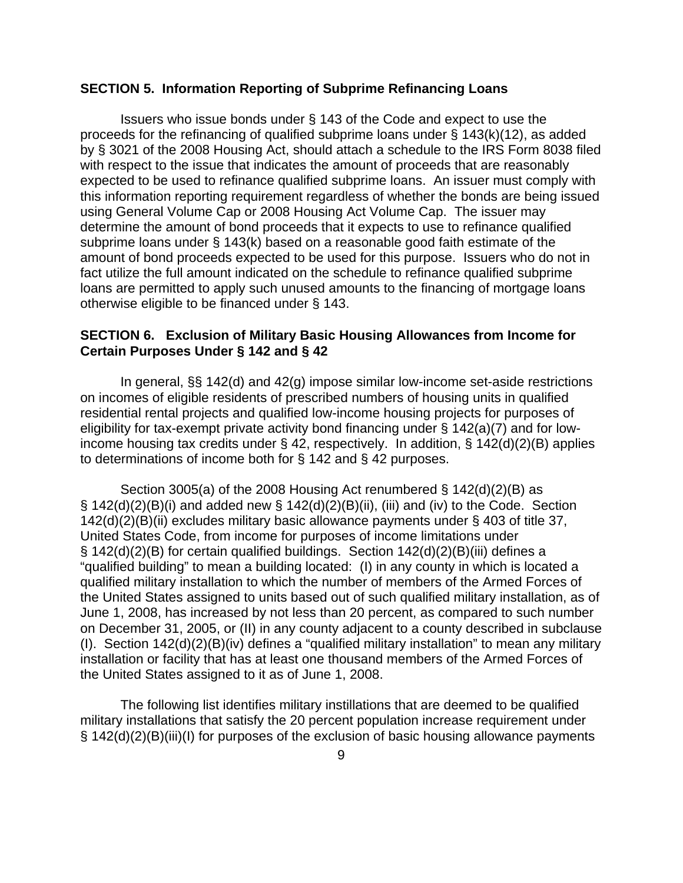## SECTION 5. Information Reporting of Subprime Refinancing Loans

Issuers who issue bonds under § 143 of the Code and expect to use the proceeds for the refinancing of qualified subprime loans under § 143(k)(12), as added by § 3021 of the 2008 Housing Act, should attach a schedule to the IRS Form 8038 filed with respect to the issue that indicates the amount of proceeds that are reasonably expected to be used to refinance qualified subprime loans. An issuer must comply with this information reporting requirement regardless of whether the bonds are being issued using General Volume Cap or 2008 Housing Act Volume Cap. The issuer may determine the amount of bond proceeds that it expects to use to refinance qualified subprime loans under § 143(k) based on a reasonable good faith estimate of the amount of bond proceeds expected to be used for this purpose. Issuers who do not in fact utilize the full amount indicated on the schedule to refinance qualified subprime loans are permitted to apply such unused amounts to the financing of mortgage loans otherwise eligible to be financed under § 143.

## SECTION 6. Exclusion of Military Basic Housing Allowances from Income for Certain Purposes Under § 142 and § 42

In general, §§ 142(d) and 42(g) impose similar low-income set-aside restrictions on incomes of eligible residents of prescribed numbers of housing units in qualified residential rental projects and qualified low-income housing projects for purposes of eligibility for tax-exempt private activity bond financing under § 142(a)(7) and for low-income housing tax credits under § 42, respectively. In addition, § 142(d)(2)(B) applies to determinations of income both for § 142 and § 42 purposes.

Section 3005(a) of the 2008 Housing Act renumbered § 142(d)(2)(B) as § 142(d)(2)(B)(i) and added new § 142(d)(2)(B)(ii), (iii) and (iv) to the Code. Section 142(d)(2)(B)(ii) excludes military basic allowance payments under § 403 of title 37, United States Code, from income for purposes of income limitations under § 142(d)(2)(B) for certain qualified buildings. Section 142(d)(2)(B)(iii) defines a "qualified building" to mean a building located: (I) in any county in which is located a qualified military installation to which the number of members of the Armed Forces of the United States assigned to units based out of such qualified military installation, as of June 1, 2008, has increased by not less than 20 percent, as compared to such number on December 31, 2005, or (II) in any county adjacent to a county described in subclause (I). Section 142(d)(2)(B)(iv) defines a "qualified military installation" to mean any military installation or facility that has at least one thousand members of the Armed Forces of the United States assigned to it as of June 1, 2008.

The following list identifies military instillations that are deemed to be qualified military installations that satisfy the 20 percent population increase requirement under § 142(d)(2)(B)(iii)(I) for purposes of the exclusion of basic housing allowance payments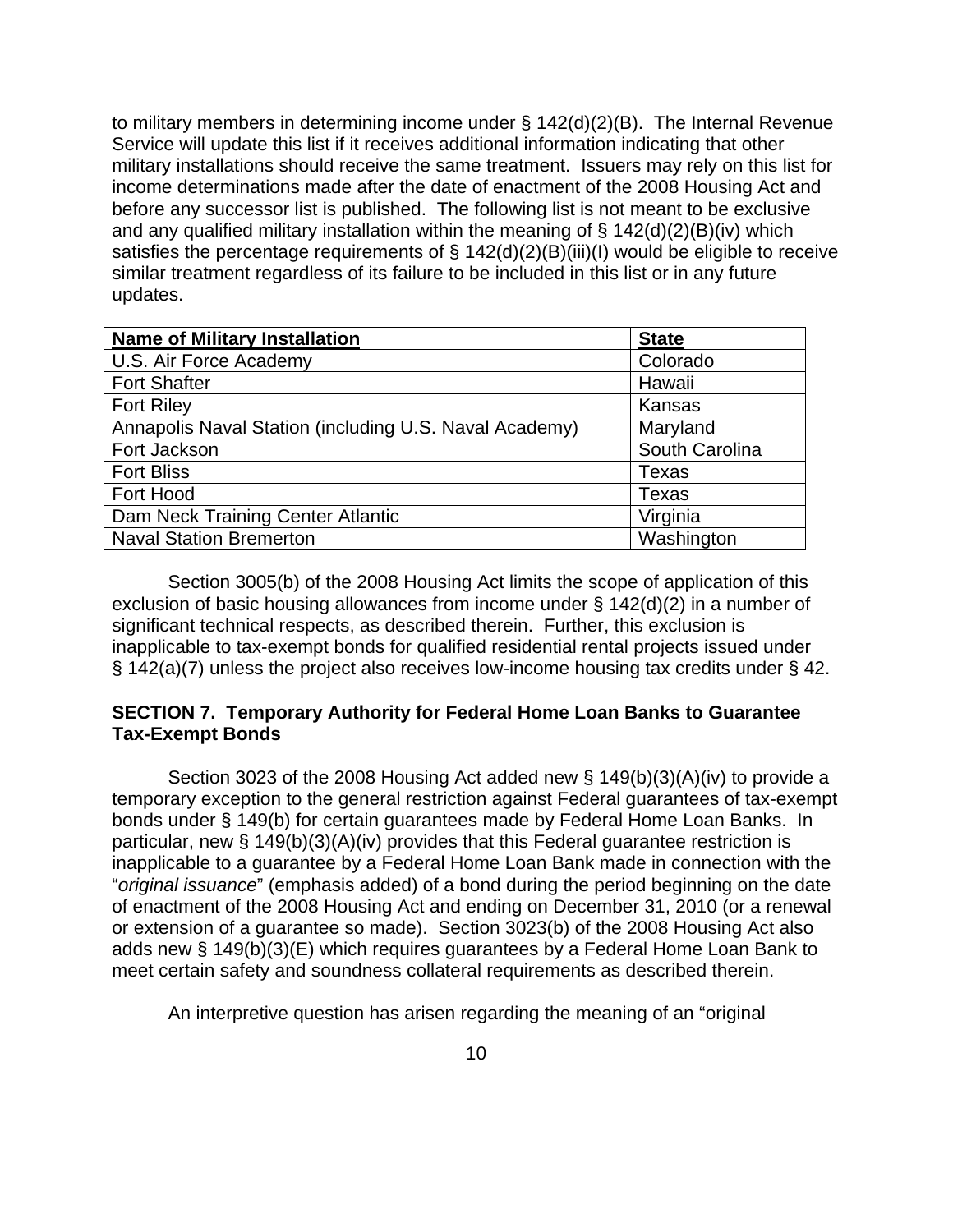to military members in determining income under § 142(d)(2)(B). The Internal Revenue Service will update this list if it receives additional information indicating that other military installations should receive the same treatment. Issuers may rely on this list for income determinations made after the date of enactment of the 2008 Housing Act and before any successor list is published. The following list is not meant to be exclusive and any qualified military installation within the meaning of § 142(d)(2)(B)(iv) which satisfies the percentage requirements of § 142(d)(2)(B)(iii)(I) would be eligible to receive similar treatment regardless of its failure to be included in this list or in any future updates.

| Name of Military Installation | State |
|---|---|
| U.S. Air Force Academy | Colorado |
| Fort Shafter | Hawaii |
| Fort Riley | Kansas |
| Annapolis Naval Station (including U.S. Naval Academy) | Maryland |
| Fort Jackson | South Carolina |
| Fort Bliss | Texas |
| Fort Hood | Texas |
| Dam Neck Training Center Atlantic | Virginia |
| Naval Station Bremerton | Washington |

Section 3005(b) of the 2008 Housing Act limits the scope of application of this exclusion of basic housing allowances from income under § 142(d)(2) in a number of significant technical respects, as described therein. Further, this exclusion is inapplicable to tax-exempt bonds for qualified residential rental projects issued under § 142(a)(7) unless the project also receives low-income housing tax credits under § 42.

**SECTION 7. Temporary Authority for Federal Home Loan Banks to Guarantee Tax-Exempt Bonds**

Section 3023 of the 2008 Housing Act added new § 149(b)(3)(A)(iv) to provide a temporary exception to the general restriction against Federal guarantees of tax-exempt bonds under § 149(b) for certain guarantees made by Federal Home Loan Banks. In particular, new § 149(b)(3)(A)(iv) provides that this Federal guarantee restriction is inapplicable to a guarantee by a Federal Home Loan Bank made in connection with the "*original issuance*" (emphasis added) of a bond during the period beginning on the date of enactment of the 2008 Housing Act and ending on December 31, 2010 (or a renewal or extension of a guarantee so made). Section 3023(b) of the 2008 Housing Act also adds new § 149(b)(3)(E) which requires guarantees by a Federal Home Loan Bank to meet certain safety and soundness collateral requirements as described therein.

An interpretive question has arisen regarding the meaning of an "original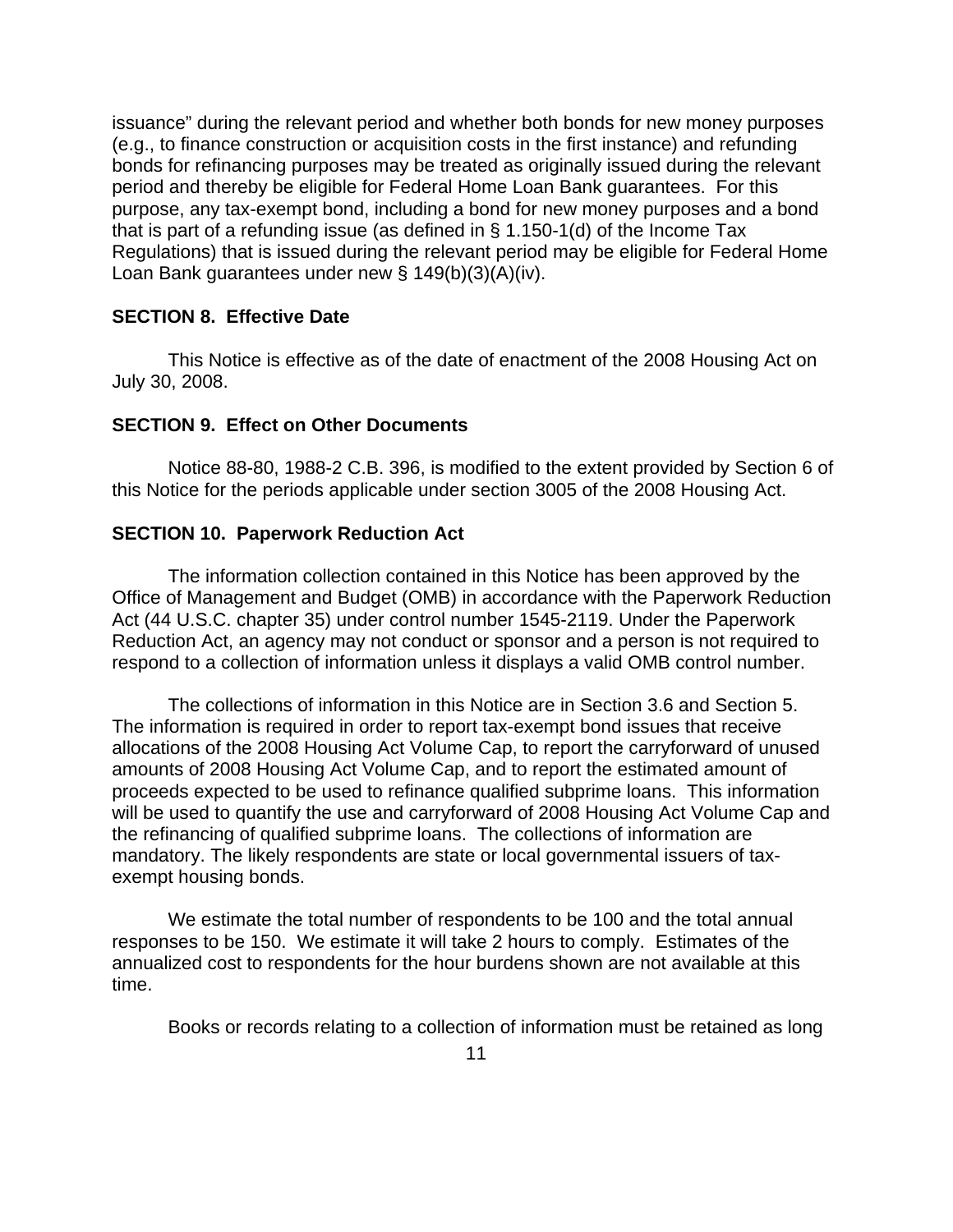issuance" during the relevant period and whether both bonds for new money purposes (e.g., to finance construction or acquisition costs in the first instance) and refunding bonds for refinancing purposes may be treated as originally issued during the relevant period and thereby be eligible for Federal Home Loan Bank guarantees. For this purpose, any tax-exempt bond, including a bond for new money purposes and a bond that is part of a refunding issue (as defined in § 1.150-1(d) of the Income Tax Regulations) that is issued during the relevant period may be eligible for Federal Home Loan Bank guarantees under new § 149(b)(3)(A)(iv).

**SECTION 8. Effective Date**

This Notice is effective as of the date of enactment of the 2008 Housing Act on July 30, 2008.

**SECTION 9. Effect on Other Documents**

Notice 88-80, 1988-2 C.B. 396, is modified to the extent provided by Section 6 of this Notice for the periods applicable under section 3005 of the 2008 Housing Act.

**SECTION 10. Paperwork Reduction Act**

The information collection contained in this Notice has been approved by the Office of Management and Budget (OMB) in accordance with the Paperwork Reduction Act (44 U.S.C. chapter 35) under control number 1545-2119. Under the Paperwork Reduction Act, an agency may not conduct or sponsor and a person is not required to respond to a collection of information unless it displays a valid OMB control number.

The collections of information in this Notice are in Section 3.6 and Section 5. The information is required in order to report tax-exempt bond issues that receive allocations of the 2008 Housing Act Volume Cap, to report the carryforward of unused amounts of 2008 Housing Act Volume Cap, and to report the estimated amount of proceeds expected to be used to refinance qualified subprime loans. This information will be used to quantify the use and carryforward of 2008 Housing Act Volume Cap and the refinancing of qualified subprime loans. The collections of information are mandatory. The likely respondents are state or local governmental issuers of tax-exempt housing bonds.

We estimate the total number of respondents to be 100 and the total annual responses to be 150. We estimate it will take 2 hours to comply. Estimates of the annualized cost to respondents for the hour burdens shown are not available at this time.

Books or records relating to a collection of information must be retained as long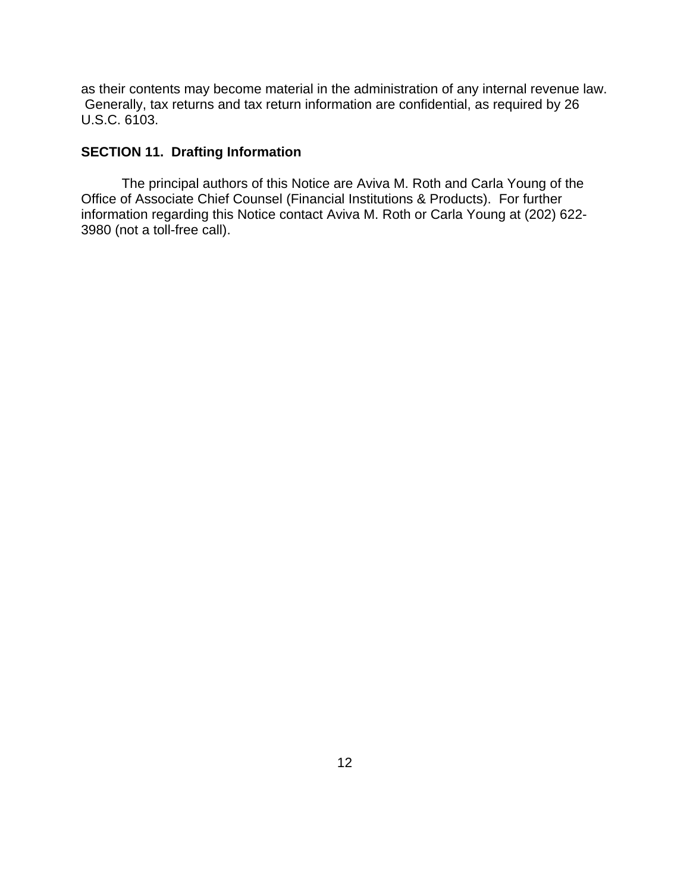as their contents may become material in the administration of any internal revenue law. Generally, tax returns and tax return information are confidential, as required by 26 U.S.C. 6103.

## SECTION 11. Drafting Information

The principal authors of this Notice are Aviva M. Roth and Carla Young of the Office of Associate Chief Counsel (Financial Institutions & Products). For further information regarding this Notice contact Aviva M. Roth or Carla Young at (202) 622-3980 (not a toll-free call).